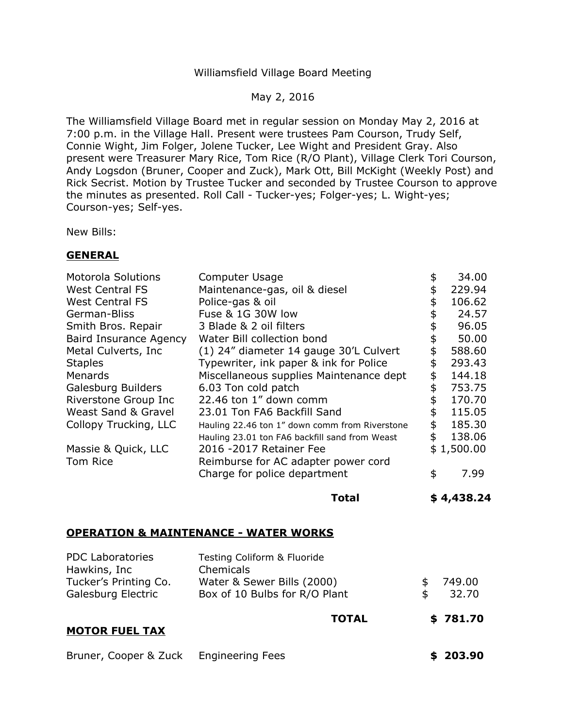Williamsfield Village Board Meeting

May 2, 2016

The Williamsfield Village Board met in regular session on Monday May 2, 2016 at 7:00 p.m. in the Village Hall. Present were trustees Pam Courson, Trudy Self, Connie Wight, Jim Folger, Jolene Tucker, Lee Wight and President Gray. Also present were Treasurer Mary Rice, Tom Rice (R/O Plant), Village Clerk Tori Courson, Andy Logsdon (Bruner, Cooper and Zuck), Mark Ott, Bill McKight (Weekly Post) and Rick Secrist. Motion by Trustee Tucker and seconded by Trustee Courson to approve the minutes as presented. Roll Call - Tucker-yes; Folger-yes; L. Wight-yes; Courson-yes; Self-yes.

New Bills:

**GENERAL**

| | | |
|---|---|---|
| Motorola Solutions | Computer Usage | $ 34.00 |
| West Central FS | Maintenance-gas, oil & diesel | $ 229.94 |
| West Central FS | Police-gas & oil | $ 106.62 |
| German-Bliss | Fuse & 1G 30W low | $ 24.57 |
| Smith Bros. Repair | 3 Blade & 2 oil filters | $ 96.05 |
| Baird Insurance Agency | Water Bill collection bond | $ 50.00 |
| Metal Culverts, Inc | (1) 24" diameter 14 gauge 30'L Culvert | $ 588.60 |
| Staples | Typewriter, ink paper & ink for Police | $ 293.43 |
| Menards | Miscellaneous supplies Maintenance dept | $ 144.18 |
| Galesburg Builders | 6.03 Ton cold patch | $ 753.75 |
| Riverstone Group Inc | 22.46 ton 1" down comm | $ 170.70 |
| Weast Sand & Gravel | 23.01 Ton FA6 Backfill Sand | $ 115.05 |
| Collopy Trucking, LLC | Hauling 22.46 ton 1" down comm from Riverstone | $ 185.30 |
| | Hauling 23.01 ton FA6 backfill sand from Weast | $ 138.06 |
| Massie & Quick, LLC | 2016 -2017 Retainer Fee | $ 1,500.00 |
| Tom Rice | Reimburse for AC adapter power cord Charge for police department | $ 7.99 |
| | **Total** | **$ 4,438.24** |

**OPERATION & MAINTENANCE - WATER WORKS**

| | | |
|---|---|---|
| PDC Laboratories | Testing Coliform & Fluoride | |
| Hawkins, Inc | Chemicals | |
| Tucker's Printing Co. | Water & Sewer Bills (2000) | $ 749.00 |
| Galesburg Electric | Box of 10 Bulbs for R/O Plant | $ 32.70 |
| | **TOTAL** | **$ 781.70** |

**MOTOR FUEL TAX**

| | | |
|---|---|---|
| Bruner, Cooper & Zuck | Engineering Fees | **$ 203.90** |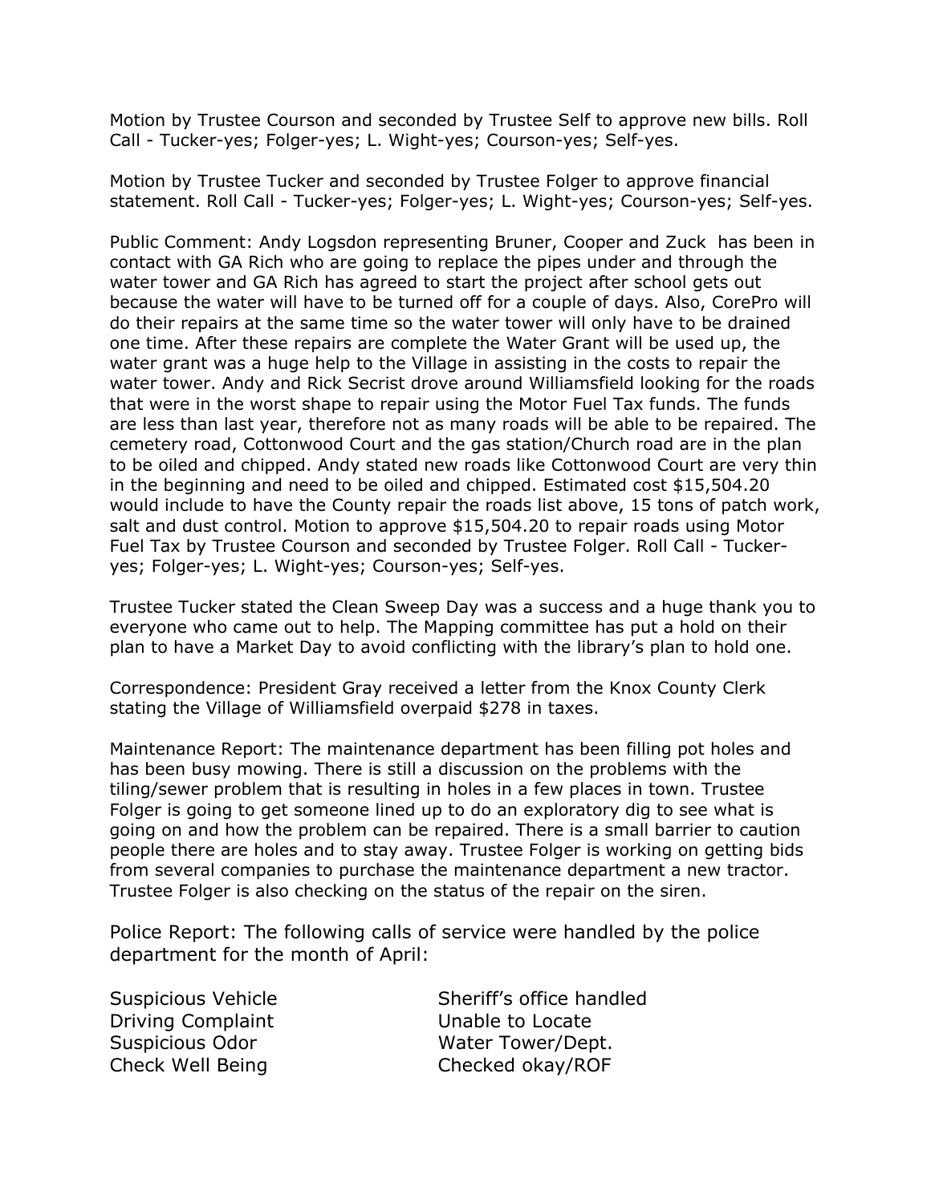Motion by Trustee Courson and seconded by Trustee Self to approve new bills. Roll Call - Tucker-yes; Folger-yes; L. Wight-yes; Courson-yes; Self-yes.

Motion by Trustee Tucker and seconded by Trustee Folger to approve financial statement. Roll Call - Tucker-yes; Folger-yes; L. Wight-yes; Courson-yes; Self-yes.

Public Comment: Andy Logsdon representing Bruner, Cooper and Zuck has been in contact with GA Rich who are going to replace the pipes under and through the water tower and GA Rich has agreed to start the project after school gets out because the water will have to be turned off for a couple of days. Also, CorePro will do their repairs at the same time so the water tower will only have to be drained one time. After these repairs are complete the Water Grant will be used up, the water grant was a huge help to the Village in assisting in the costs to repair the water tower. Andy and Rick Secrist drove around Williamsfield looking for the roads that were in the worst shape to repair using the Motor Fuel Tax funds. The funds are less than last year, therefore not as many roads will be able to be repaired. The cemetery road, Cottonwood Court and the gas station/Church road are in the plan to be oiled and chipped. Andy stated new roads like Cottonwood Court are very thin in the beginning and need to be oiled and chipped. Estimated cost $15,504.20 would include to have the County repair the roads list above, 15 tons of patch work, salt and dust control. Motion to approve $15,504.20 to repair roads using Motor Fuel Tax by Trustee Courson and seconded by Trustee Folger. Roll Call - Tucker-yes; Folger-yes; L. Wight-yes; Courson-yes; Self-yes.

Trustee Tucker stated the Clean Sweep Day was a success and a huge thank you to everyone who came out to help. The Mapping committee has put a hold on their plan to have a Market Day to avoid conflicting with the library's plan to hold one.

Correspondence: President Gray received a letter from the Knox County Clerk stating the Village of Williamsfield overpaid $278 in taxes.

Maintenance Report: The maintenance department has been filling pot holes and has been busy mowing. There is still a discussion on the problems with the tiling/sewer problem that is resulting in holes in a few places in town. Trustee Folger is going to get someone lined up to do an exploratory dig to see what is going on and how the problem can be repaired. There is a small barrier to caution people there are holes and to stay away. Trustee Folger is working on getting bids from several companies to purchase the maintenance department a new tractor. Trustee Folger is also checking on the status of the repair on the siren.

Police Report: The following calls of service were handled by the police department for the month of April:

| | |
|---|---|
| Suspicious Vehicle | Sheriff's office handled |
| Driving Complaint | Unable to Locate |
| Suspicious Odor | Water Tower/Dept. |
| Check Well Being | Checked okay/ROF |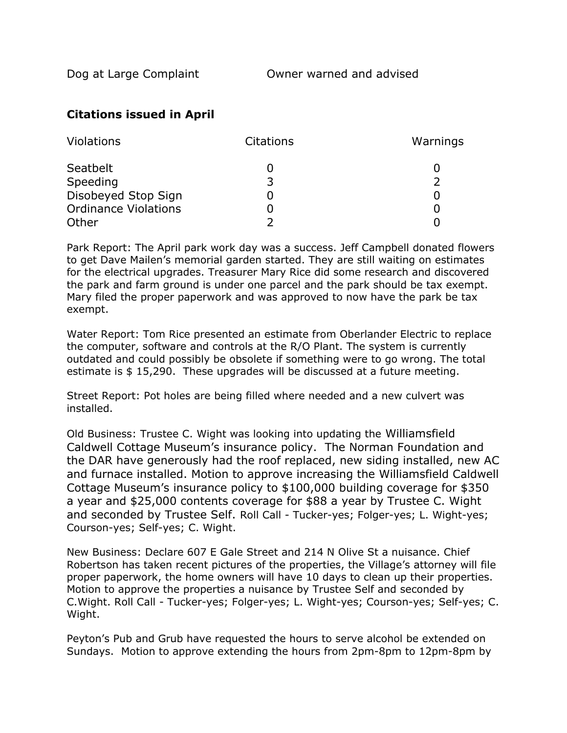| Dog at Large Complaint | Owner warned and advised |
|---|---|

**Citations issued in April**

| Violations | Citations | Warnings |
|---|---|---|
| Seatbelt | 0 | 0 |
| Speeding | 3 | 2 |
| Disobeyed Stop Sign | 0 | 0 |
| Ordinance Violations | 0 | 0 |
| Other | 2 | 0 |

Park Report: The April park work day was a success. Jeff Campbell donated flowers to get Dave Mailen's memorial garden started. They are still waiting on estimates for the electrical upgrades. Treasurer Mary Rice did some research and discovered the park and farm ground is under one parcel and the park should be tax exempt. Mary filed the proper paperwork and was approved to now have the park be tax exempt.

Water Report: Tom Rice presented an estimate from Oberlander Electric to replace the computer, software and controls at the R/O Plant. The system is currently outdated and could possibly be obsolete if something were to go wrong. The total estimate is $ 15,290. These upgrades will be discussed at a future meeting.

Street Report: Pot holes are being filled where needed and a new culvert was installed.

Old Business: Trustee C. Wight was looking into updating the Williamsfield Caldwell Cottage Museum's insurance policy. The Norman Foundation and the DAR have generously had the roof replaced, new siding installed, new AC and furnace installed. Motion to approve increasing the Williamsfield Caldwell Cottage Museum's insurance policy to $100,000 building coverage for $350 a year and $25,000 contents coverage for $88 a year by Trustee C. Wight and seconded by Trustee Self. Roll Call - Tucker-yes; Folger-yes; L. Wight-yes; Courson-yes; Self-yes; C. Wight.

New Business: Declare 607 E Gale Street and 214 N Olive St a nuisance. Chief Robertson has taken recent pictures of the properties, the Village's attorney will file proper paperwork, the home owners will have 10 days to clean up their properties. Motion to approve the properties a nuisance by Trustee Self and seconded by C.Wight. Roll Call - Tucker-yes; Folger-yes; L. Wight-yes; Courson-yes; Self-yes; C. Wight.

Peyton's Pub and Grub have requested the hours to serve alcohol be extended on Sundays. Motion to approve extending the hours from 2pm-8pm to 12pm-8pm by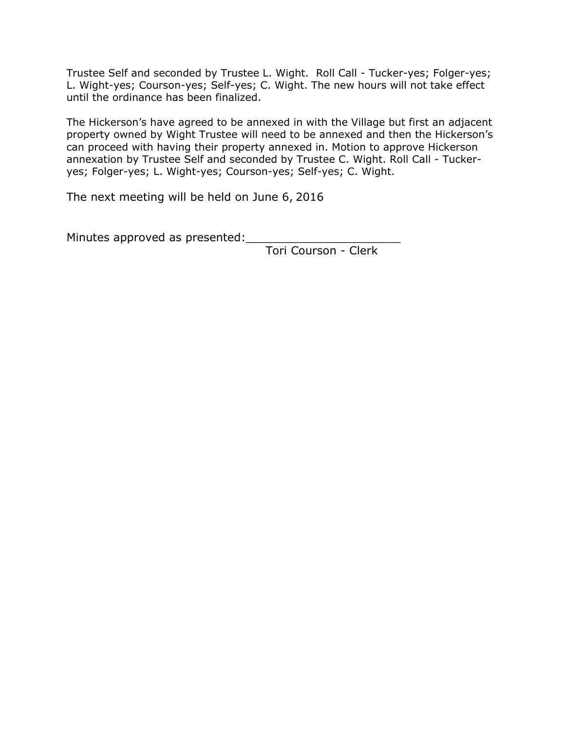Trustee Self and seconded by Trustee L. Wight. Roll Call - Tucker-yes; Folger-yes; L. Wight-yes; Courson-yes; Self-yes; C. Wight. The new hours will not take effect until the ordinance has been finalized.

The Hickerson's have agreed to be annexed in with the Village but first an adjacent property owned by Wight Trustee will need to be annexed and then the Hickerson's can proceed with having their property annexed in. Motion to approve Hickerson annexation by Trustee Self and seconded by Trustee C. Wight. Roll Call - Tucker-yes; Folger-yes; L. Wight-yes; Courson-yes; Self-yes; C. Wight.

The next meeting will be held on June 6, 2016

Minutes approved as presented:______________________

Tori Courson - Clerk